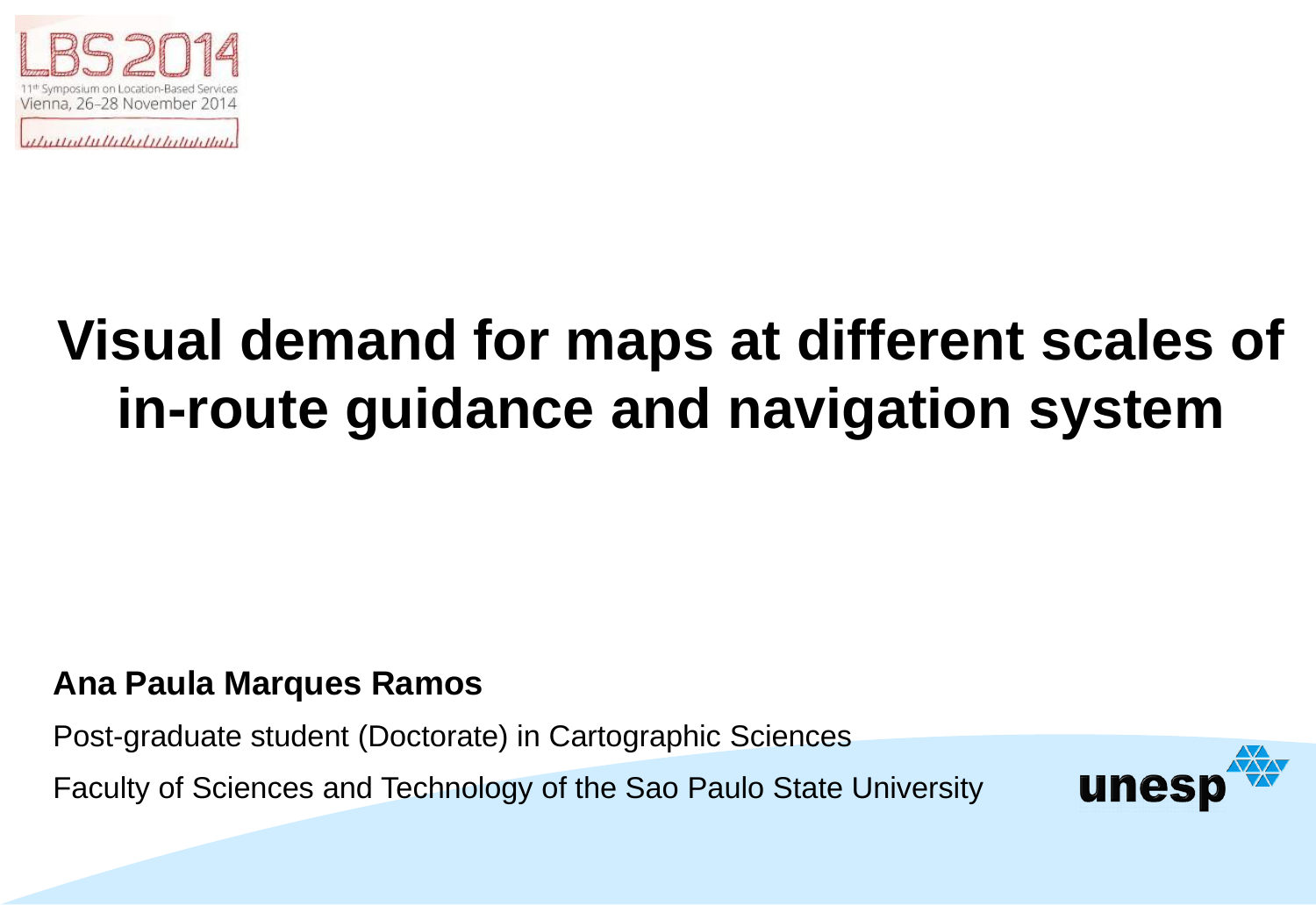LBS 2014

11th Symposium on Location-Based Services
Vienna, 26-28 November 2014

# Visual demand for maps at different scales of in-route guidance and navigation system

**Ana Paula Marques Ramos**

Post-graduate student (Doctorate) in Cartographic Sciences

Faculty of Sciences and Technology of the Sao Paulo State University

unesp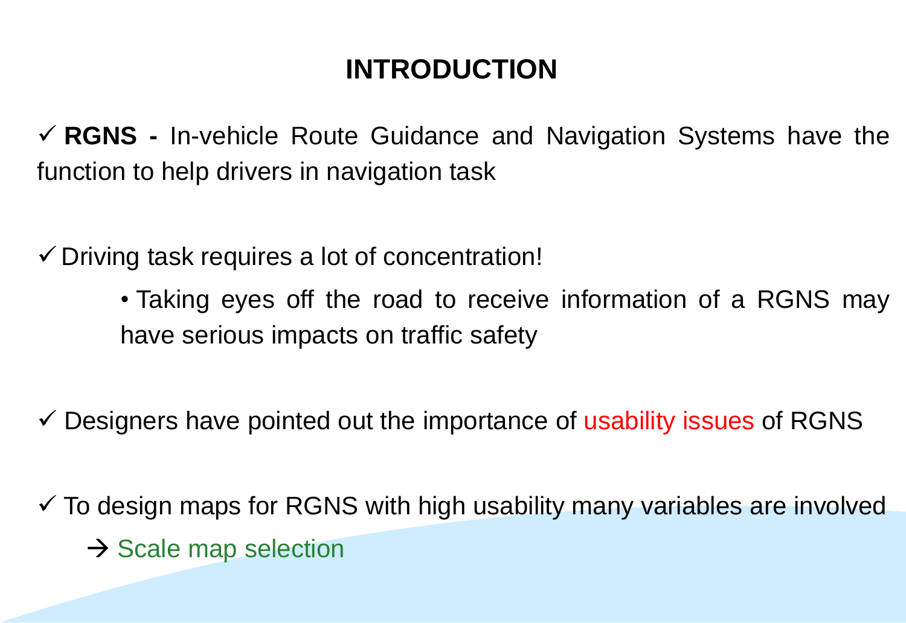# INTRODUCTION

✓ **RGNS -** In-vehicle Route Guidance and Navigation Systems have the function to help drivers in navigation task

✓ Driving task requires a lot of concentration!

- Taking eyes off the road to receive information of a RGNS may have serious impacts on traffic safety

✓ Designers have pointed out the importance of usability issues of RGNS

✓ To design maps for RGNS with high usability many variables are involved

→ Scale map selection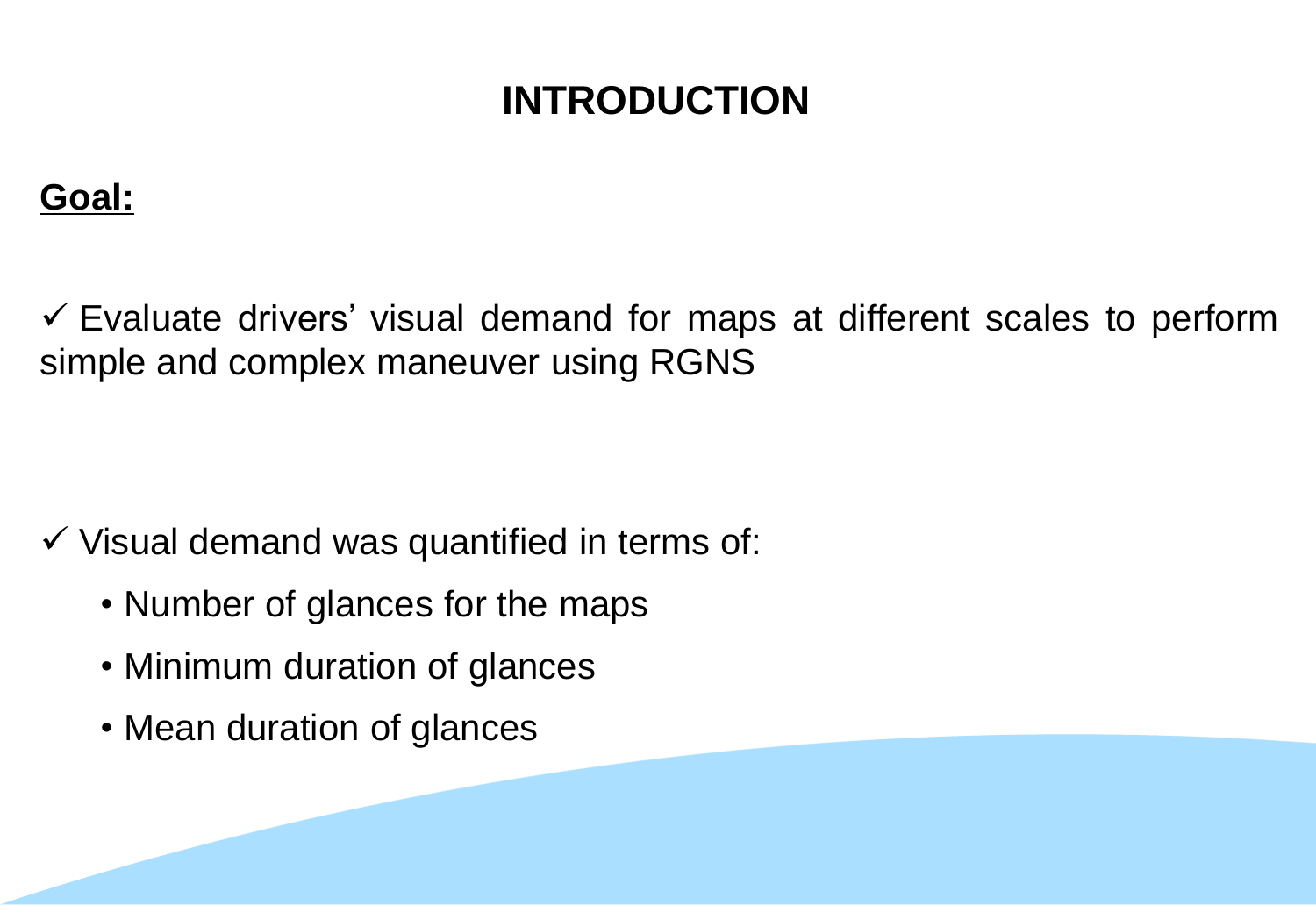# INTRODUCTION

**<u>Goal:</u>**

✓ Evaluate drivers' visual demand for maps at different scales to perform simple and complex maneuver using RGNS

✓ Visual demand was quantified in terms of:

- Number of glances for the maps
- Minimum duration of glances
- Mean duration of glances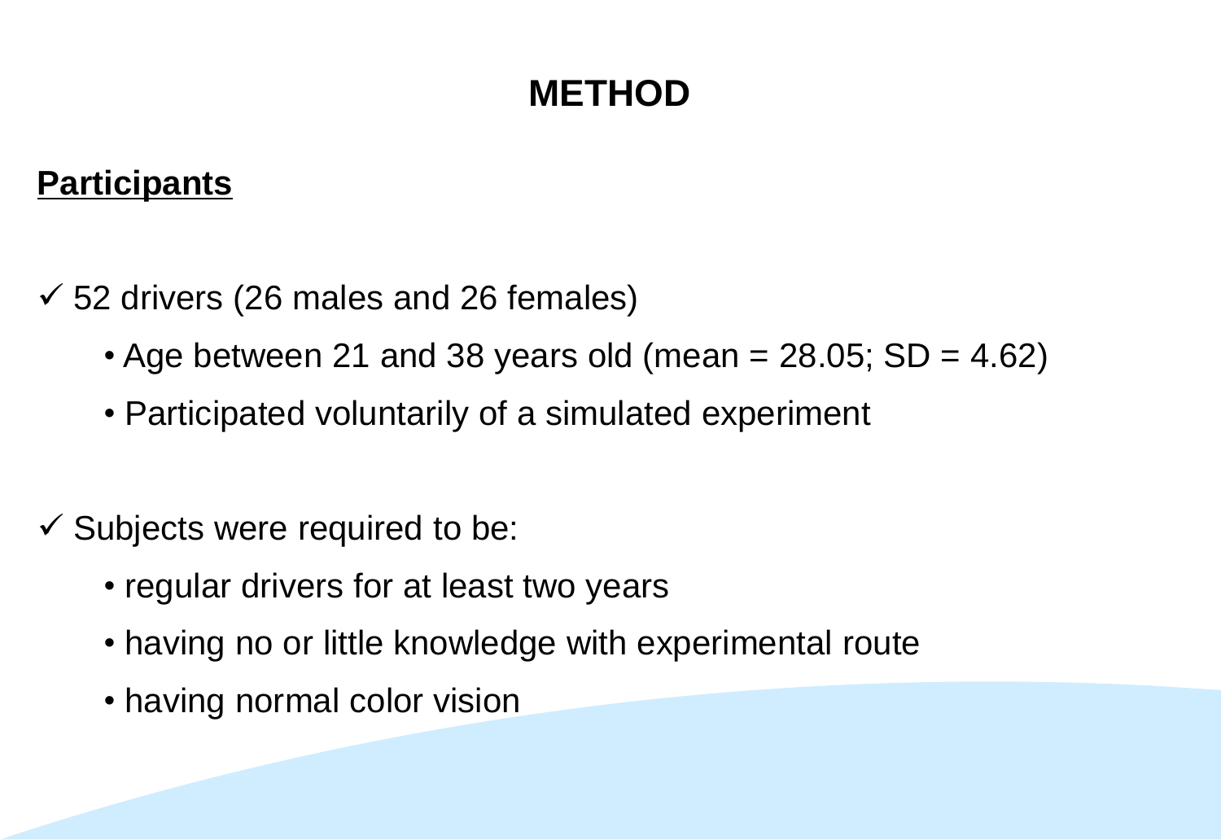# METHOD

## Participants

✓ 52 drivers (26 males and 26 females)

- Age between 21 and 38 years old (mean = 28.05; SD = 4.62)
- Participated voluntarily of a simulated experiment

✓ Subjects were required to be:

- regular drivers for at least two years
- having no or little knowledge with experimental route
- having normal color vision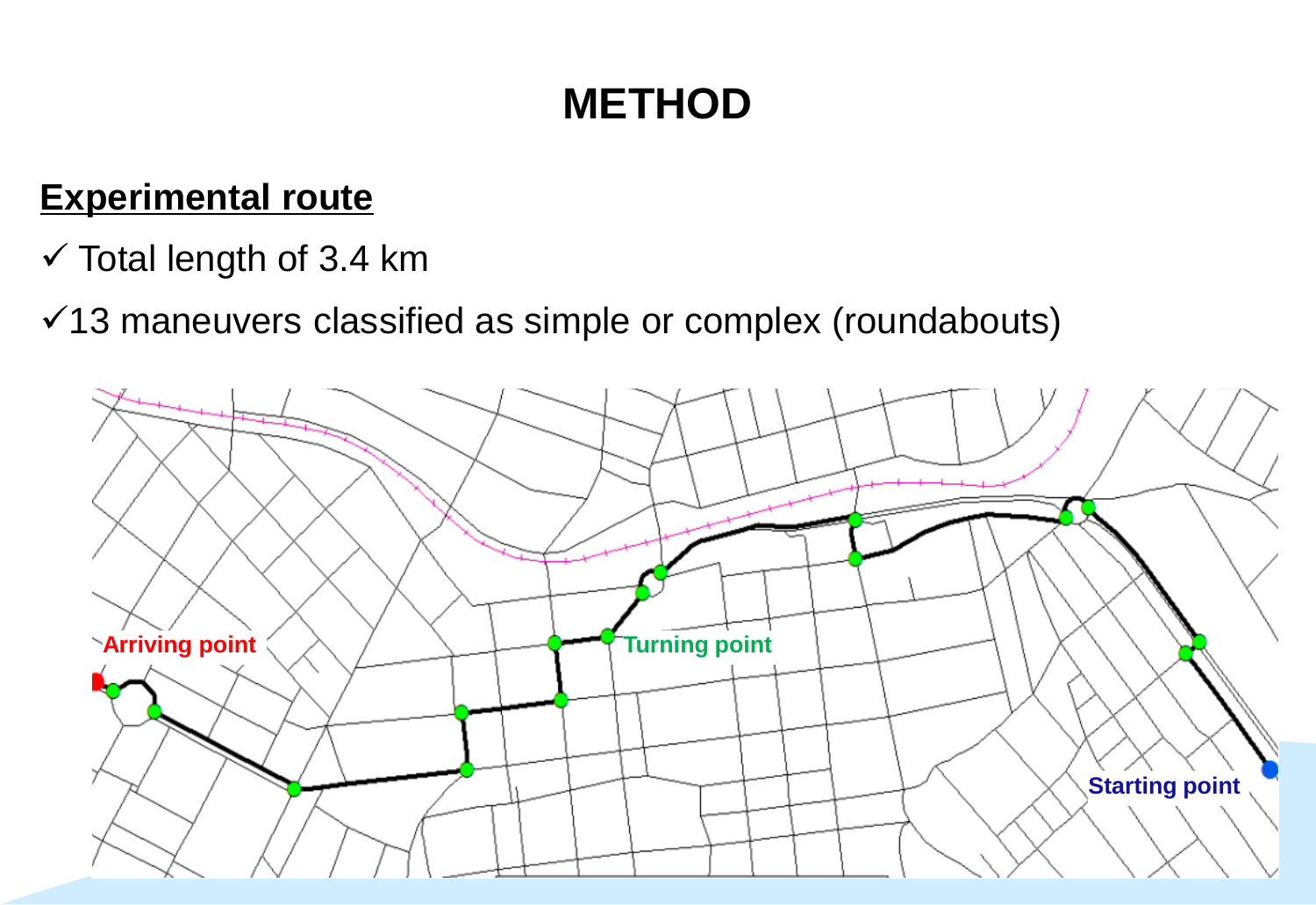# METHOD

**Experimental route**

- ✓ Total length of 3.4 km
- ✓13 maneuvers classified as simple or complex (roundabouts)

Arriving point

Turning point

Starting point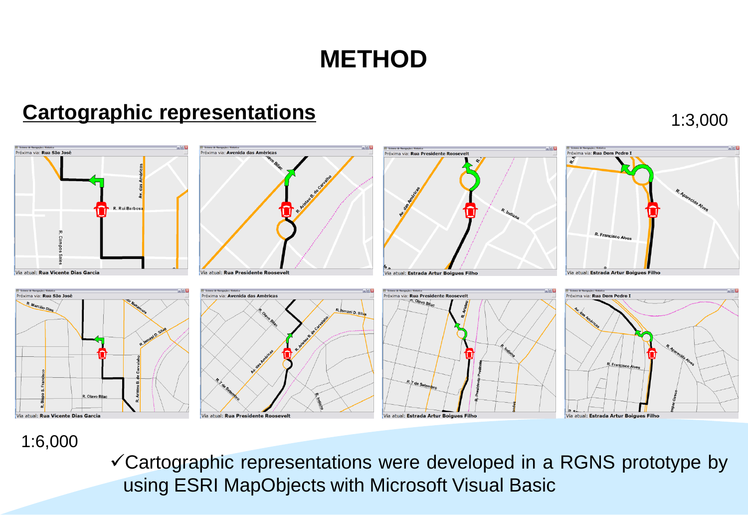# METHOD

## Cartographic representations

1:3,000

1:6,000

- ✓Cartographic representations were developed in a RGNS prototype by using ESRI MapObjects with Microsoft Visual Basic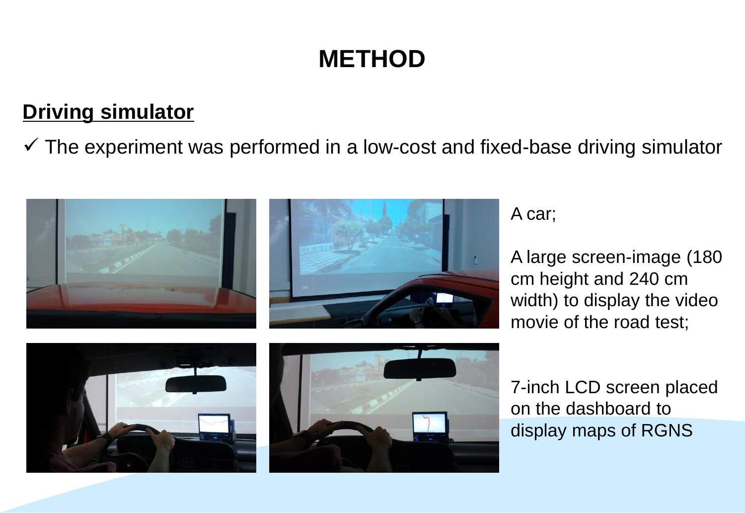# METHOD

## Driving simulator

✓ The experiment was performed in a low-cost and fixed-base driving simulator

A car;

A large screen-image (180 cm height and 240 cm width) to display the video movie of the road test;

7-inch LCD screen placed on the dashboard to display maps of RGNS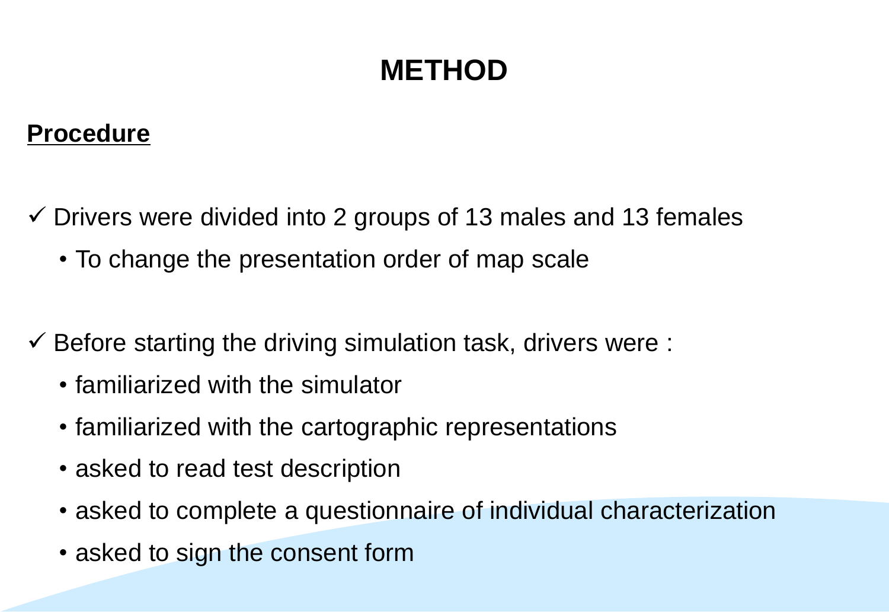# METHOD

**<u>Procedure</u>**

- ✓ Drivers were divided into 2 groups of 13 males and 13 females
  - To change the presentation order of map scale

- ✓ Before starting the driving simulation task, drivers were :
  - familiarized with the simulator
  - familiarized with the cartographic representations
  - asked to read test description
  - asked to complete a questionnaire of individual characterization
  - asked to sign the consent form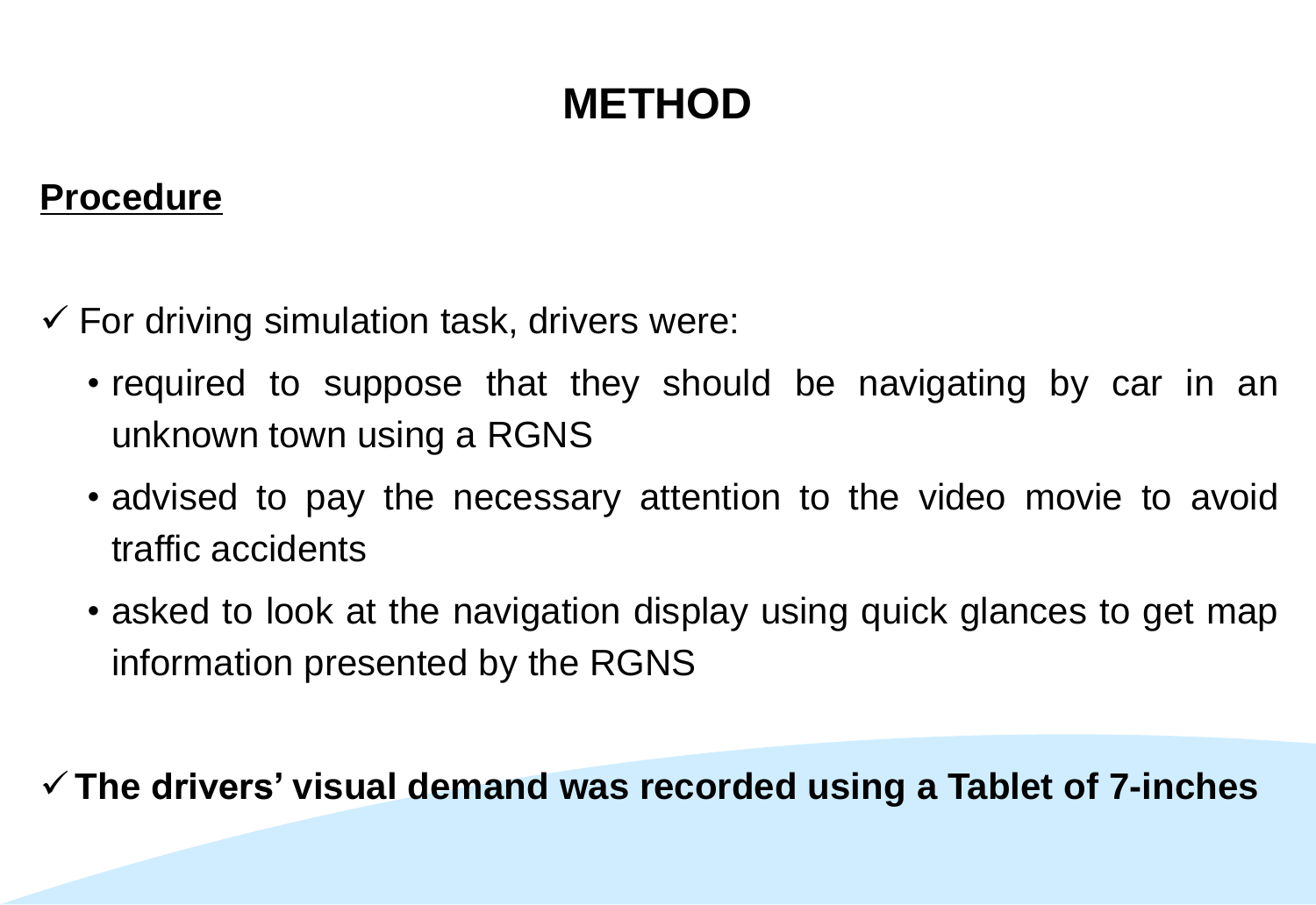# METHOD

## Procedure

✓ For driving simulation task, drivers were:

- required to suppose that they should be navigating by car in an unknown town using a RGNS
- advised to pay the necessary attention to the video movie to avoid traffic accidents
- asked to look at the navigation display using quick glances to get map information presented by the RGNS

✓ **The drivers' visual demand was recorded using a Tablet of 7-inches**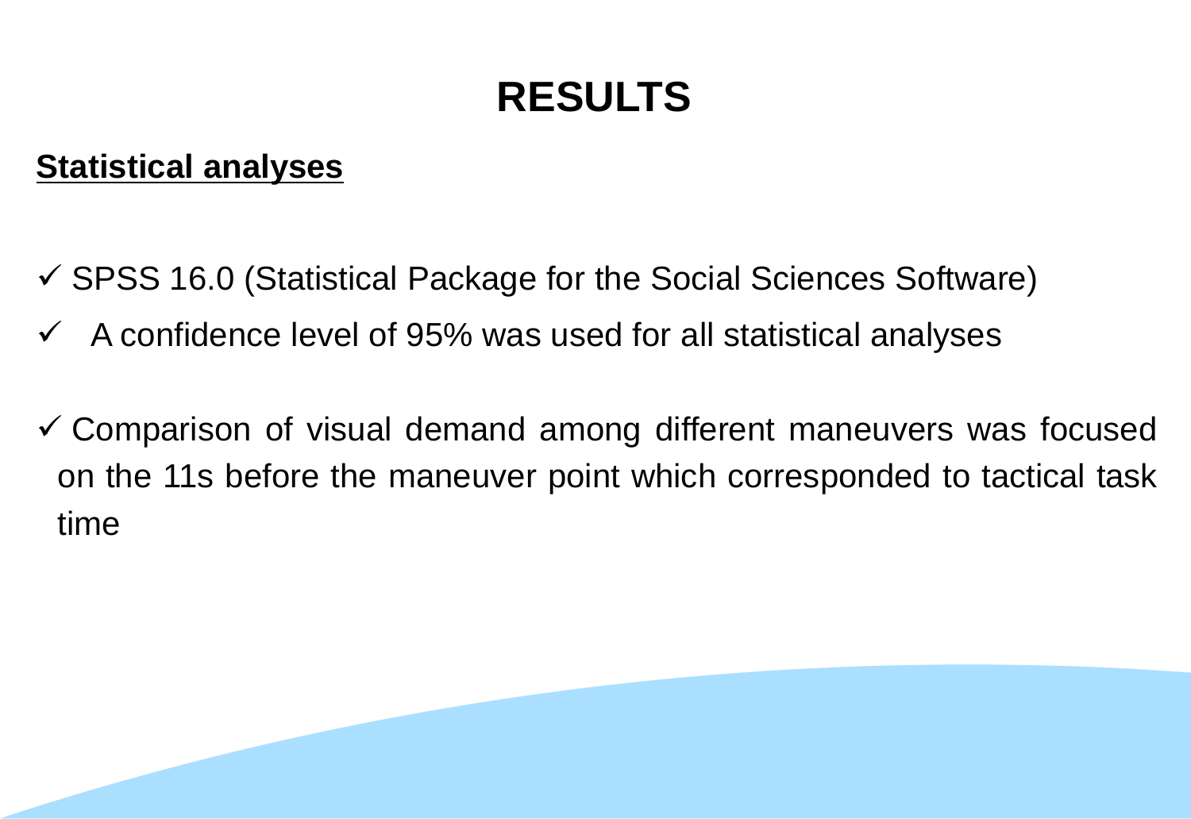# RESULTS

**Statistical analyses**

- ✓ SPSS 16.0 (Statistical Package for the Social Sciences Software)
- ✓ A confidence level of 95% was used for all statistical analyses
- ✓ Comparison of visual demand among different maneuvers was focused on the 11s before the maneuver point which corresponded to tactical task time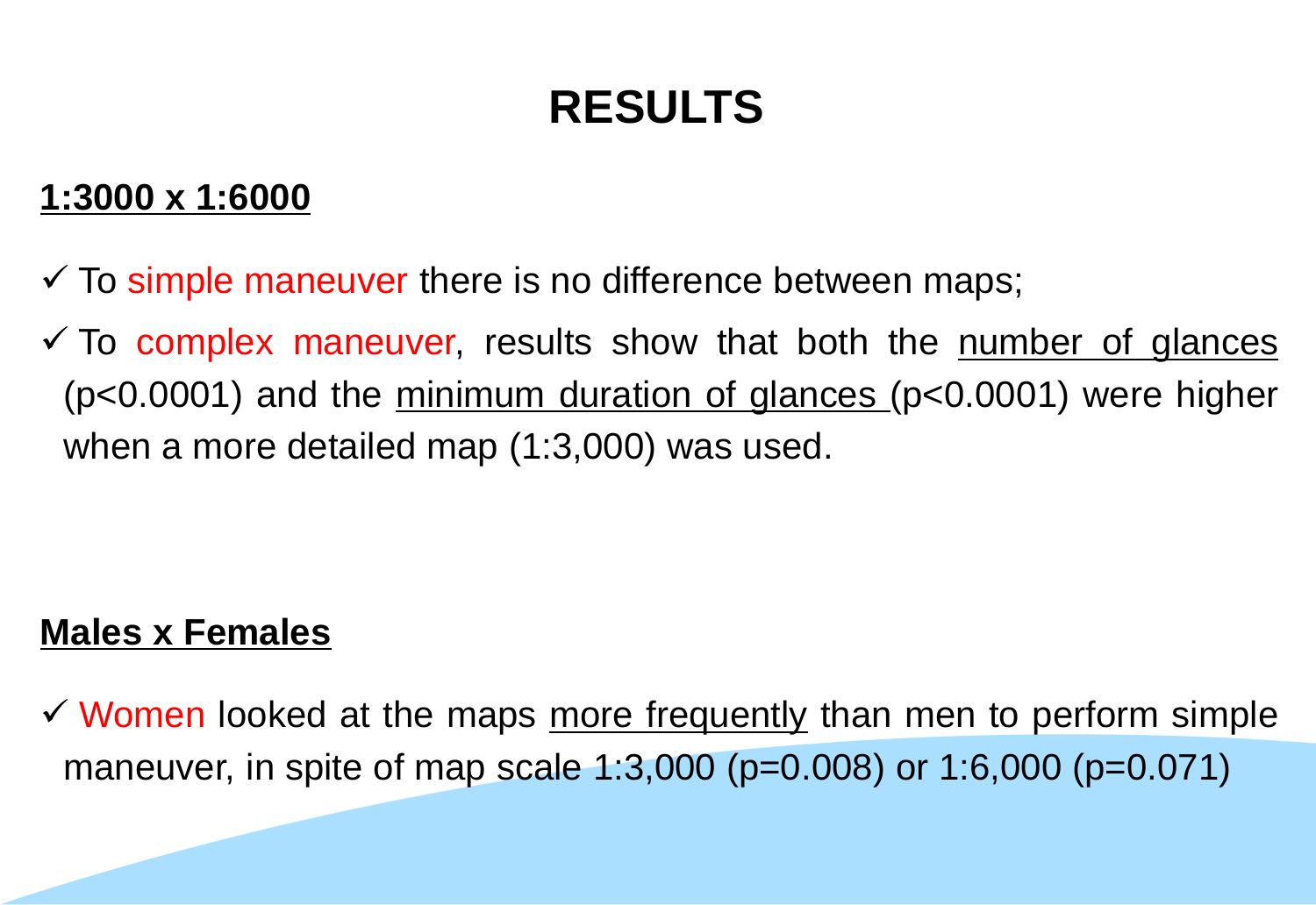# RESULTS

**1:3000 x 1:6000**

- ✓ To simple maneuver there is no difference between maps;
- ✓ To complex maneuver, results show that both the number of glances ($p<0.0001$) and the minimum duration of glances ($p<0.0001$) were higher when a more detailed map (1:3,000) was used.

**Males x Females**

- ✓ Women looked at the maps more frequently than men to perform simple maneuver, in spite of map scale 1:3,000 ($p=0.008$) or 1:6,000 ($p=0.071$)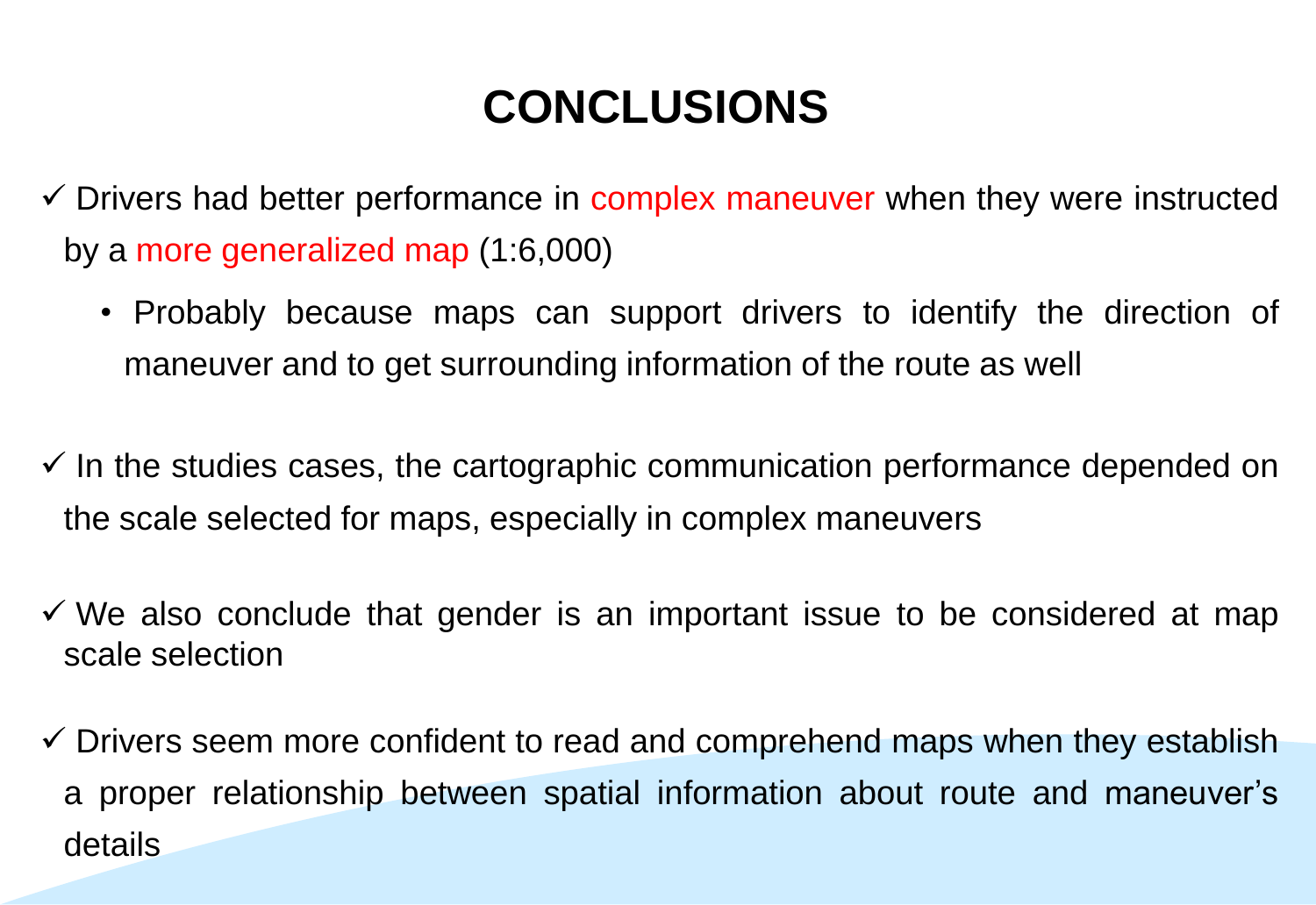# CONCLUSIONS

- ✓ Drivers had better performance in complex maneuver when they were instructed by a more generalized map (1:6,000)
  - Probably because maps can support drivers to identify the direction of maneuver and to get surrounding information of the route as well

- ✓ In the studies cases, the cartographic communication performance depended on the scale selected for maps, especially in complex maneuvers

- ✓ We also conclude that gender is an important issue to be considered at map scale selection

- ✓ Drivers seem more confident to read and comprehend maps when they establish a proper relationship between spatial information about route and maneuver's details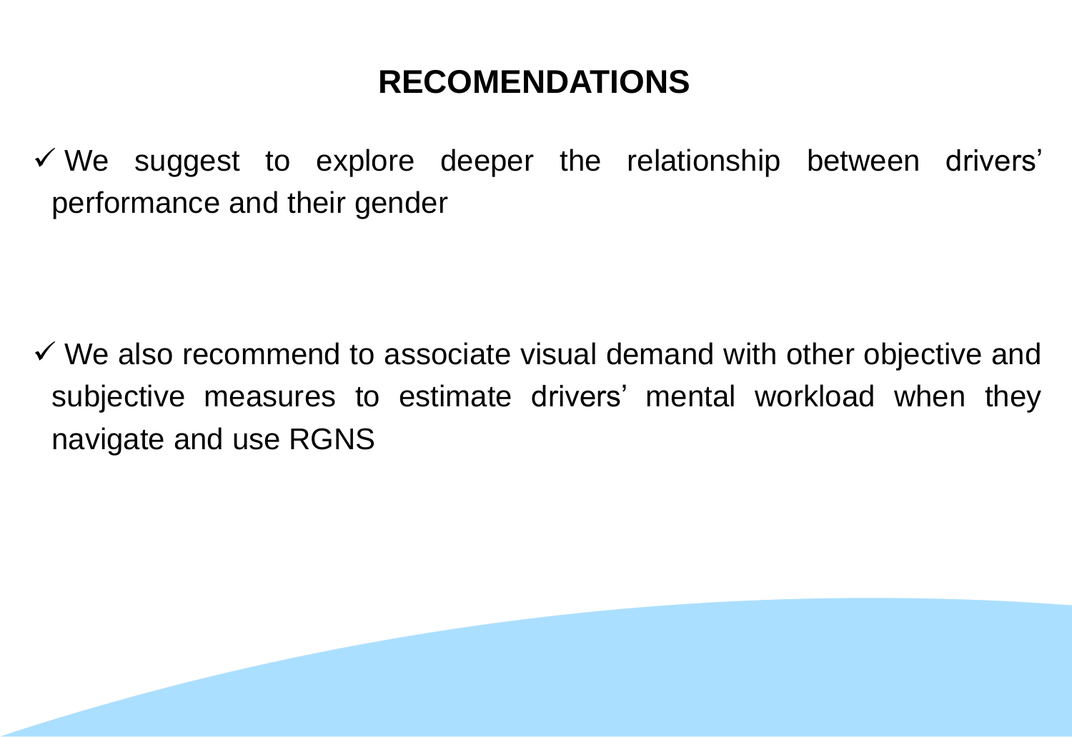# RECOMENDATIONS

- ✓ We suggest to explore deeper the relationship between drivers' performance and their gender

- ✓ We also recommend to associate visual demand with other objective and subjective measures to estimate drivers' mental workload when they navigate and use RGNS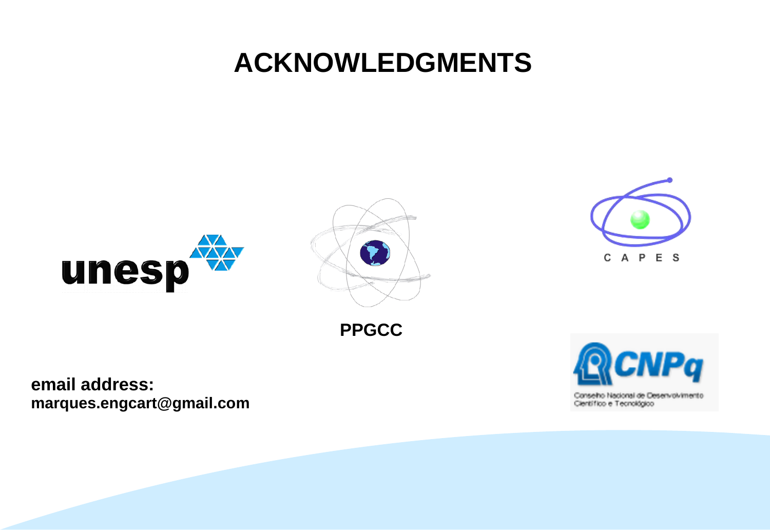# ACKNOWLEDGMENTS

unesp

**PPGCC**

C A P E S

CNPq

Conselho Nacional de Desenvolvimento Científico e Tecnológico

**email address:**
**marques.engcart@gmail.com**